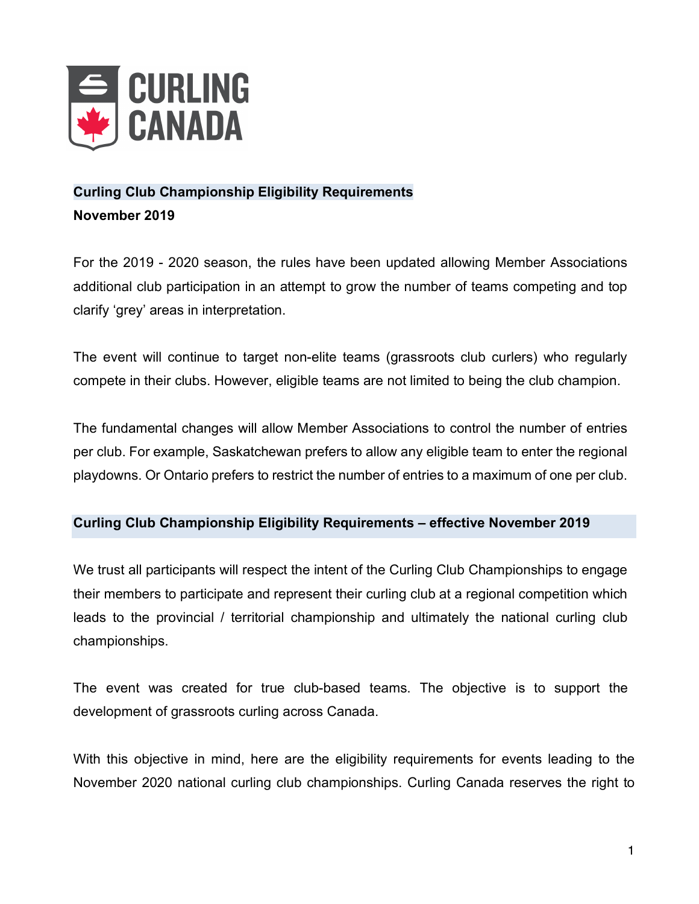CURLING CANADA

## Curling Club Championship Eligibility Requirements

**November 2019**

For the 2019 - 2020 season, the rules have been updated allowing Member Associations additional club participation in an attempt to grow the number of teams competing and top clarify 'grey' areas in interpretation.

The event will continue to target non-elite teams (grassroots club curlers) who regularly compete in their clubs. However, eligible teams are not limited to being the club champion.

The fundamental changes will allow Member Associations to control the number of entries per club. For example, Saskatchewan prefers to allow any eligible team to enter the regional playdowns. Or Ontario prefers to restrict the number of entries to a maximum of one per club.

## Curling Club Championship Eligibility Requirements – effective November 2019

We trust all participants will respect the intent of the Curling Club Championships to engage their members to participate and represent their curling club at a regional competition which leads to the provincial / territorial championship and ultimately the national curling club championships.

The event was created for true club-based teams. The objective is to support the development of grassroots curling across Canada.

With this objective in mind, here are the eligibility requirements for events leading to the November 2020 national curling club championships. Curling Canada reserves the right to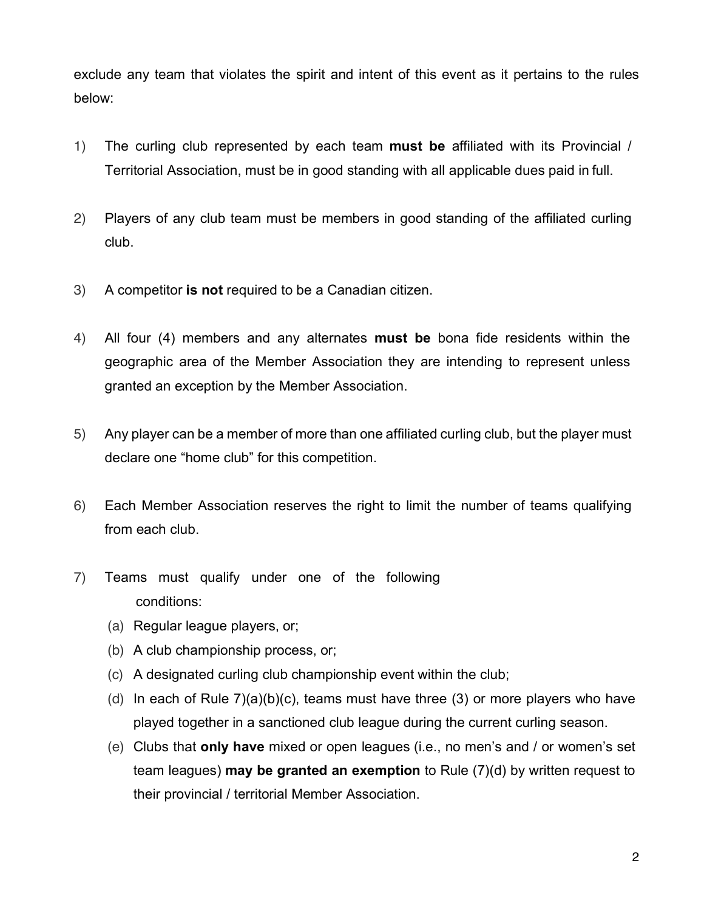exclude any team that violates the spirit and intent of this event as it pertains to the rules below:

1) The curling club represented by each team **must be** affiliated with its Provincial / Territorial Association, must be in good standing with all applicable dues paid in full.

2) Players of any club team must be members in good standing of the affiliated curling club.

3) A competitor **is not** required to be a Canadian citizen.

4) All four (4) members and any alternates **must be** bona fide residents within the geographic area of the Member Association they are intending to represent unless granted an exception by the Member Association.

5) Any player can be a member of more than one affiliated curling club, but the player must declare one "home club" for this competition.

6) Each Member Association reserves the right to limit the number of teams qualifying from each club.

7) Teams must qualify under one of the following conditions:
   (a) Regular league players, or;
   (b) A club championship process, or;
   (c) A designated curling club championship event within the club;
   (d) In each of Rule 7)(a)(b)(c), teams must have three (3) or more players who have played together in a sanctioned club league during the current curling season.
   (e) Clubs that **only have** mixed or open leagues (i.e., no men's and / or women's set team leagues) **may be granted an exemption** to Rule (7)(d) by written request to their provincial / territorial Member Association.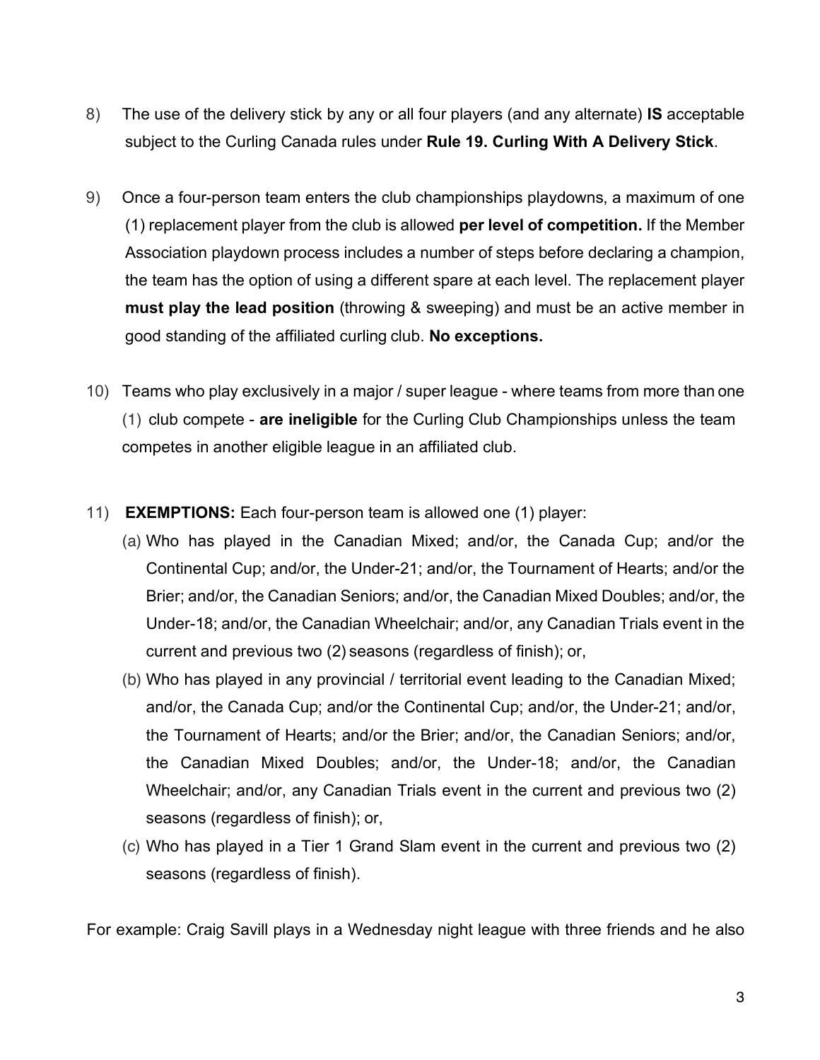8) The use of the delivery stick by any or all four players (and any alternate) **IS** acceptable subject to the Curling Canada rules under **Rule 19. Curling With A Delivery Stick**.

9) Once a four-person team enters the club championships playdowns, a maximum of one (1) replacement player from the club is allowed **per level of competition.** If the Member Association playdown process includes a number of steps before declaring a champion, the team has the option of using a different spare at each level. The replacement player **must play the lead position** (throwing & sweeping) and must be an active member in good standing of the affiliated curling club. **No exceptions.**

10) Teams who play exclusively in a major / super league - where teams from more than one (1) club compete - **are ineligible** for the Curling Club Championships unless the team competes in another eligible league in an affiliated club.

11) **EXEMPTIONS:** Each four-person team is allowed one (1) player:

    (a) Who has played in the Canadian Mixed; and/or, the Canada Cup; and/or the Continental Cup; and/or, the Under-21; and/or, the Tournament of Hearts; and/or the Brier; and/or, the Canadian Seniors; and/or, the Canadian Mixed Doubles; and/or, the Under-18; and/or, the Canadian Wheelchair; and/or, any Canadian Trials event in the current and previous two (2) seasons (regardless of finish); or,

    (b) Who has played in any provincial / territorial event leading to the Canadian Mixed; and/or, the Canada Cup; and/or the Continental Cup; and/or, the Under-21; and/or, the Tournament of Hearts; and/or the Brier; and/or, the Canadian Seniors; and/or, the Canadian Mixed Doubles; and/or, the Under-18; and/or, the Canadian Wheelchair; and/or, any Canadian Trials event in the current and previous two (2) seasons (regardless of finish); or,

    (c) Who has played in a Tier 1 Grand Slam event in the current and previous two (2) seasons (regardless of finish).

For example: Craig Savill plays in a Wednesday night league with three friends and he also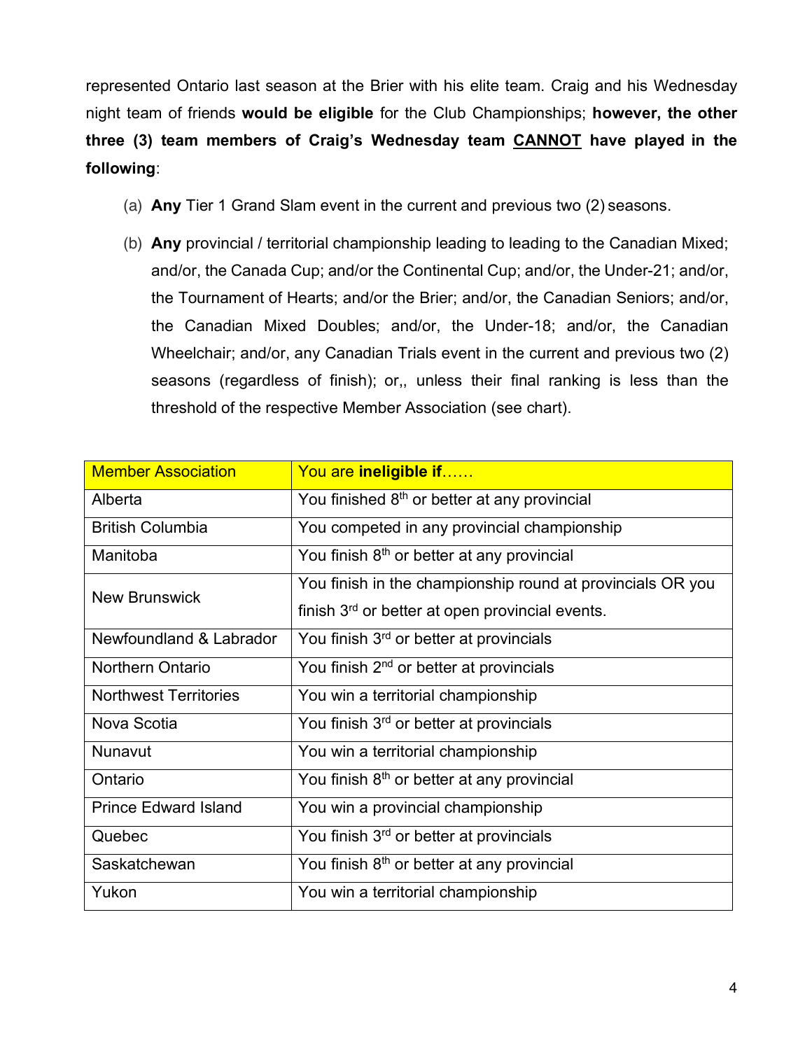represented Ontario last season at the Brier with his elite team. Craig and his Wednesday night team of friends **would be eligible** for the Club Championships; **however, the other three (3) team members of Craig's Wednesday team <u>CANNOT</u> have played in the following**:

(a) **Any** Tier 1 Grand Slam event in the current and previous two (2) seasons.

(b) **Any** provincial / territorial championship leading to leading to the Canadian Mixed; and/or, the Canada Cup; and/or the Continental Cup; and/or, the Under-21; and/or, the Tournament of Hearts; and/or the Brier; and/or, the Canadian Seniors; and/or, the Canadian Mixed Doubles; and/or, the Under-18; and/or, the Canadian Wheelchair; and/or, any Canadian Trials event in the current and previous two (2) seasons (regardless of finish); or,, unless their final ranking is less than the threshold of the respective Member Association (see chart).

| Member Association | You are **ineligible if**…… |
|---|---|
| Alberta | You finished 8th or better at any provincial |
| British Columbia | You competed in any provincial championship |
| Manitoba | You finish 8th or better at any provincial |
| New Brunswick | You finish in the championship round at provincials OR you finish 3rd or better at open provincial events. |
| Newfoundland & Labrador | You finish 3rd or better at provincials |
| Northern Ontario | You finish 2nd or better at provincials |
| Northwest Territories | You win a territorial championship |
| Nova Scotia | You finish 3rd or better at provincials |
| Nunavut | You win a territorial championship |
| Ontario | You finish 8th or better at any provincial |
| Prince Edward Island | You win a provincial championship |
| Quebec | You finish 3rd or better at provincials |
| Saskatchewan | You finish 8th or better at any provincial |
| Yukon | You win a territorial championship |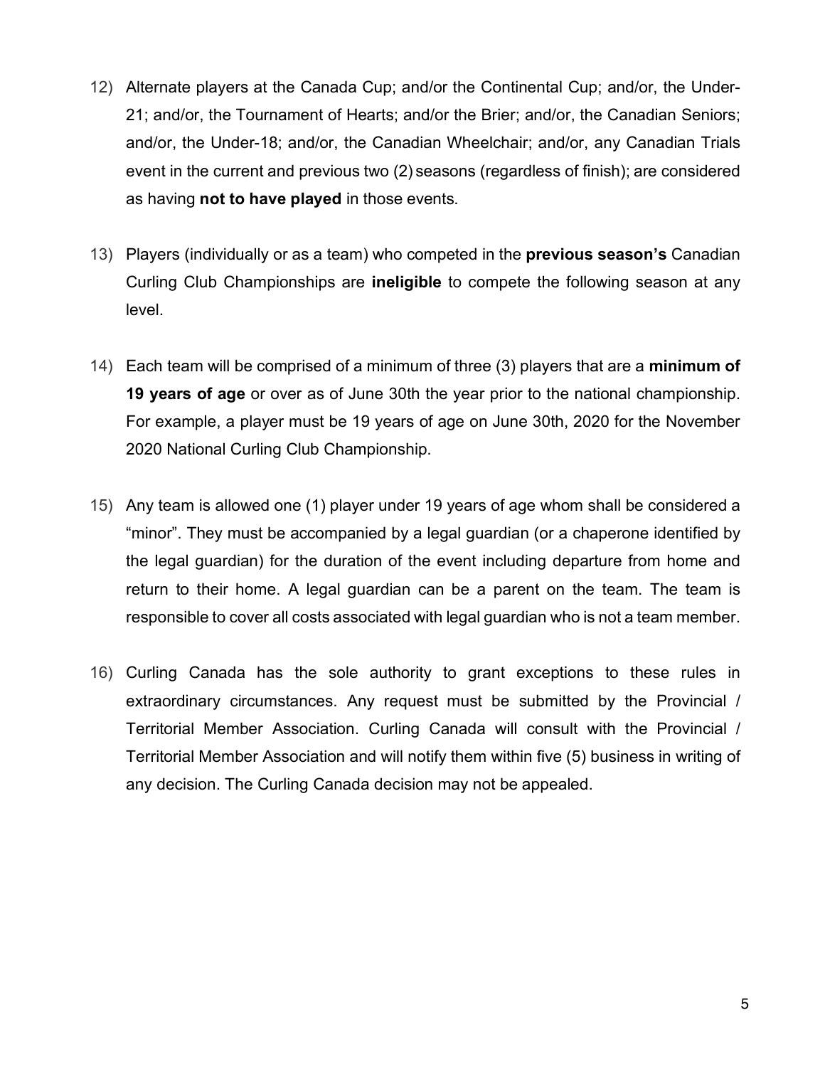12) Alternate players at the Canada Cup; and/or the Continental Cup; and/or, the Under-21; and/or, the Tournament of Hearts; and/or the Brier; and/or, the Canadian Seniors; and/or, the Under-18; and/or, the Canadian Wheelchair; and/or, any Canadian Trials event in the current and previous two (2) seasons (regardless of finish); are considered as having **not to have played** in those events.

13) Players (individually or as a team) who competed in the **previous season's** Canadian Curling Club Championships are **ineligible** to compete the following season at any level.

14) Each team will be comprised of a minimum of three (3) players that are a **minimum of 19 years of age** or over as of June 30th the year prior to the national championship. For example, a player must be 19 years of age on June 30th, 2020 for the November 2020 National Curling Club Championship.

15) Any team is allowed one (1) player under 19 years of age whom shall be considered a "minor". They must be accompanied by a legal guardian (or a chaperone identified by the legal guardian) for the duration of the event including departure from home and return to their home. A legal guardian can be a parent on the team. The team is responsible to cover all costs associated with legal guardian who is not a team member.

16) Curling Canada has the sole authority to grant exceptions to these rules in extraordinary circumstances. Any request must be submitted by the Provincial / Territorial Member Association. Curling Canada will consult with the Provincial / Territorial Member Association and will notify them within five (5) business in writing of any decision. The Curling Canada decision may not be appealed.